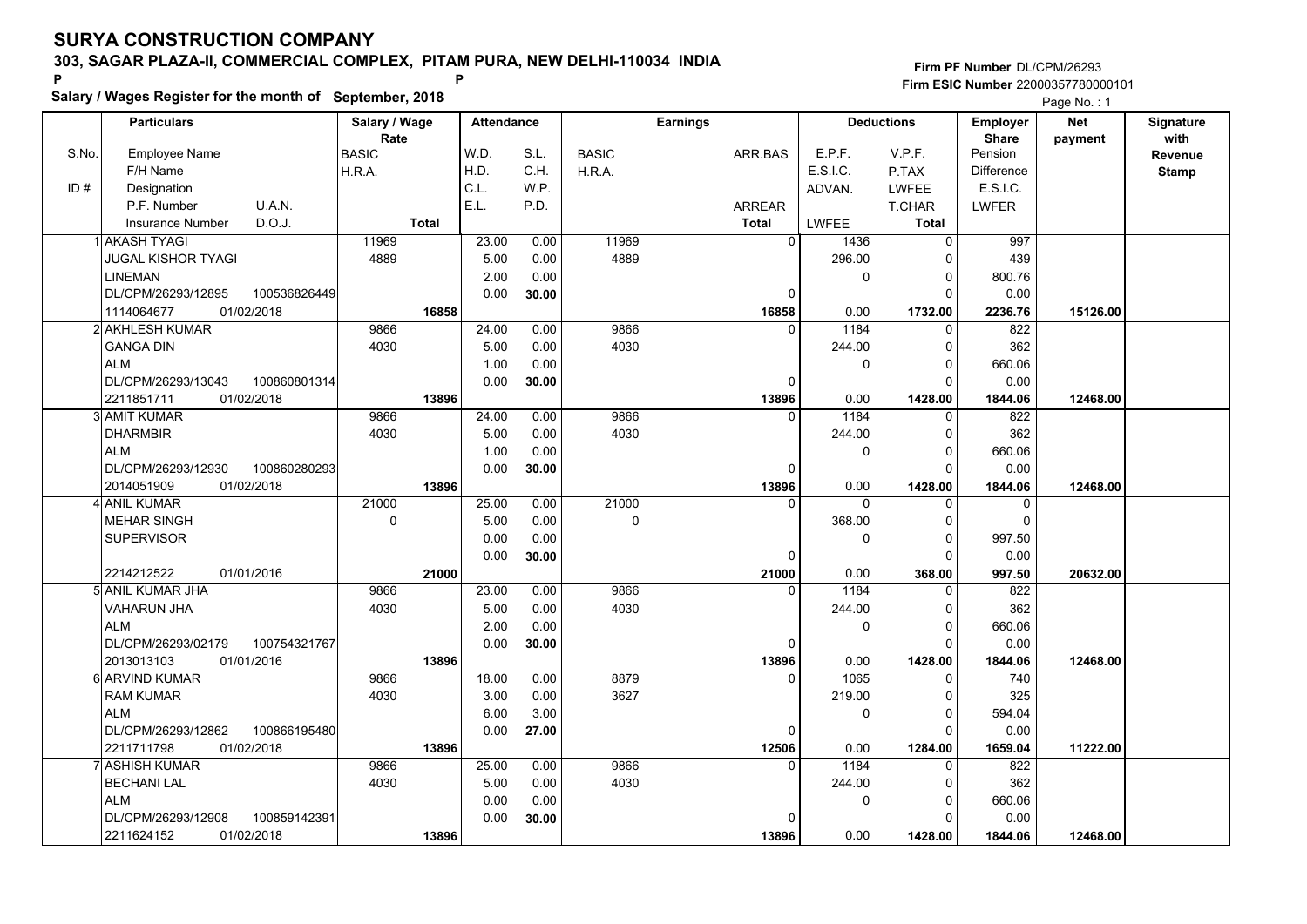# SURYA CONSTRUCTION COMPANY

## 303, SAGAR PLAZA-II, COMMERCIAL COMPLEX, PITAM PURA, NEW DELHI-110034 INDIA

P P

**Salary / Wages Register for the month of September, 2018**

Firm PF Number DL/CPM/26293
Firm ESIC Number 22000357780000101

| S.No. | Particulars (Employee Name / F/H Name / Designation / P.F. Number, U.A.N. / Insurance Number, D.O.J.) | Salary / Wage Rate (BASIC / H.R.A. / Total) | Attendance (W.D. S.L. / H.D. C.H. / C.L. W.P. / E.L. P.D.) | Earnings (BASIC / H.R.A.) | Earnings (ARR.BAS / ARREAR / Total) | Deductions (E.P.F. / E.S.I.C. / ADVAN. / LWFEE) | Deductions (V.P.F. / P.TAX / LWFEE / T.CHAR / Total) | Employer Share (Pension / Difference / E.S.I.C. / LWFER) | Net payment | Signature with Revenue Stamp |
|---|---|---|---|---|---|---|---|---|---|---|
| 1 | AKASH TYAGI<br>JUGAL KISHOR TYAGI<br>LINEMAN<br>DL/CPM/26293/12895 100536826449<br>1114064677 01/02/2018 | 11969<br>4889<br>**16858** | 23.00 0.00<br>5.00 0.00<br>2.00 0.00<br>0.00 **30.00** | 11969<br>4889 | 0<br>0<br>**16858** | 1436<br>296.00<br>0<br>0.00 | 0<br>0<br>0<br>0<br>**1732.00** | 997<br>439<br>800.76<br>0.00<br>**2236.76** | **15126.00** | |
| 2 | AKHLESH KUMAR<br>GANGA DIN<br>ALM<br>DL/CPM/26293/13043 100860801314<br>2211851711 01/02/2018 | 9866<br>4030<br>**13896** | 24.00 0.00<br>5.00 0.00<br>1.00 0.00<br>0.00 **30.00** | 9866<br>4030 | 0<br>0<br>**13896** | 1184<br>244.00<br>0<br>0.00 | 0<br>0<br>0<br>0<br>**1428.00** | 822<br>362<br>660.06<br>0.00<br>**1844.06** | **12468.00** | |
| 3 | AMIT KUMAR<br>DHARMBIR<br>ALM<br>DL/CPM/26293/12930 100860280293<br>2014051909 01/02/2018 | 9866<br>4030<br>**13896** | 24.00 0.00<br>5.00 0.00<br>1.00 0.00<br>0.00 **30.00** | 9866<br>4030 | 0<br>0<br>**13896** | 1184<br>244.00<br>0<br>0.00 | 0<br>0<br>0<br>0<br>**1428.00** | 822<br>362<br>660.06<br>0.00<br>**1844.06** | **12468.00** | |
| 4 | ANIL KUMAR<br>MEHAR SINGH<br>SUPERVISOR<br><br>2214212522 01/01/2016 | 21000<br>0<br>**21000** | 25.00 0.00<br>5.00 0.00<br>0.00 0.00<br>0.00 **30.00** | 21000<br>0 | 0<br>0<br>**21000** | 0<br>368.00<br>0<br>0.00 | 0<br>0<br>0<br>0<br>**368.00** | 0<br>0<br>997.50<br>0.00<br>**997.50** | **20632.00** | |
| 5 | ANIL KUMAR JHA<br>VAHARUN JHA<br>ALM<br>DL/CPM/26293/02179 100754321767<br>2013013103 01/01/2016 | 9866<br>4030<br>**13896** | 23.00 0.00<br>5.00 0.00<br>2.00 0.00<br>0.00 **30.00** | 9866<br>4030 | 0<br>0<br>**13896** | 1184<br>244.00<br>0<br>0.00 | 0<br>0<br>0<br>0<br>**1428.00** | 822<br>362<br>660.06<br>0.00<br>**1844.06** | **12468.00** | |
| 6 | ARVIND KUMAR<br>RAM KUMAR<br>ALM<br>DL/CPM/26293/12862 100866195480<br>2211711798 01/02/2018 | 9866<br>4030<br>**13896** | 18.00 0.00<br>3.00 0.00<br>6.00 3.00<br>0.00 **27.00** | 8879<br>3627 | 0<br>0<br>**12506** | 1065<br>219.00<br>0<br>0.00 | 0<br>0<br>0<br>0<br>**1284.00** | 740<br>325<br>594.04<br>0.00<br>**1659.04** | **11222.00** | |
| 7 | ASHISH KUMAR<br>BECHANI LAL<br>ALM<br>DL/CPM/26293/12908 100859142391<br>2211624152 01/02/2018 | 9866<br>4030<br>**13896** | 25.00 0.00<br>5.00 0.00<br>0.00 0.00<br>0.00 **30.00** | 9866<br>4030 | 0<br>0<br>**13896** | 1184<br>244.00<br>0<br>0.00 | 0<br>0<br>0<br>0<br>**1428.00** | 822<br>362<br>660.06<br>0.00<br>**1844.06** | **12468.00** | |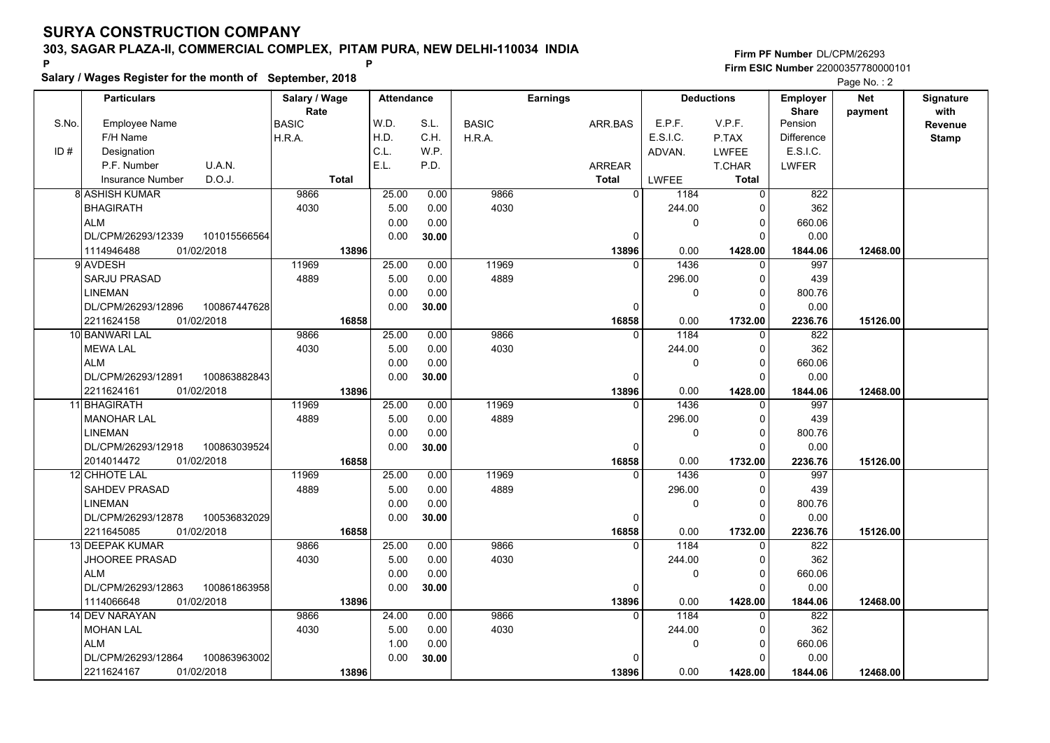# SURYA CONSTRUCTION COMPANY

## 303, SAGAR PLAZA-II, COMMERCIAL COMPLEX, PITAM PURA, NEW DELHI-110034 INDIA

**Salary / Wages Register for the month of September, 2018**

Firm PF Number DL/CPM/26293
Firm ESIC Number 22000357780000101

| S.No. | Particulars: Employee Name / F/H Name / Designation / P.F. Number, U.A.N. / Insurance Number, D.O.J. | Salary / Wage Rate: BASIC / H.R.A. / Total | Attendance: W.D. / H.D. / C.L. / E.L. | Attendance: S.L. / C.H. / W.P. / P.D. | Earnings: BASIC / H.R.A. | Earnings: ARR.BAS / ARREAR / Total | Deductions: E.P.F. / E.S.I.C. / ADVAN. / LWFEE | Deductions: V.P.F. / P.TAX / LWFEE / T.CHAR / Total | Employer Share: Pension / Difference / E.S.I.C. / LWFER | Net payment | Signature with Revenue Stamp |
|---|---|---|---|---|---|---|---|---|---|---|---|
| 8 | ASHISH KUMAR / BHAGIRATH / ALM / DL/CPM/26293/12339, 101015566564 / 1114946488, 01/02/2018 | 9866 / 4030 / 13896 | 25.00 / 5.00 / 0.00 / 0.00 | 0.00 / 0.00 / 0.00 / 30.00 | 9866 / 4030 | 0 / 0 / 13896 | 1184 / 244.00 / 0 / 0.00 | 0 / 0 / 0 / 0 / 1428.00 | 822 / 362 / 660.06 / 0.00 / 1844.06 | 12468.00 | |
| 9 | AVDESH / SARJU PRASAD / LINEMAN / DL/CPM/26293/12896, 100867447628 / 2211624158, 01/02/2018 | 11969 / 4889 / 16858 | 25.00 / 5.00 / 0.00 / 0.00 | 0.00 / 0.00 / 0.00 / 30.00 | 11969 / 4889 | 0 / 0 / 16858 | 1436 / 296.00 / 0 / 0.00 | 0 / 0 / 0 / 0 / 1732.00 | 997 / 439 / 800.76 / 0.00 / 2236.76 | 15126.00 | |
| 10 | BANWARI LAL / MEWA LAL / ALM / DL/CPM/26293/12891, 100863882843 / 2211624161, 01/02/2018 | 9866 / 4030 / 13896 | 25.00 / 5.00 / 0.00 / 0.00 | 0.00 / 0.00 / 0.00 / 30.00 | 9866 / 4030 | 0 / 0 / 13896 | 1184 / 244.00 / 0 / 0.00 | 0 / 0 / 0 / 0 / 1428.00 | 822 / 362 / 660.06 / 0.00 / 1844.06 | 12468.00 | |
| 11 | BHAGIRATH / MANOHAR LAL / LINEMAN / DL/CPM/26293/12918, 100863039524 / 2014014472, 01/02/2018 | 11969 / 4889 / 16858 | 25.00 / 5.00 / 0.00 / 0.00 | 0.00 / 0.00 / 0.00 / 30.00 | 11969 / 4889 | 0 / 0 / 16858 | 1436 / 296.00 / 0 / 0.00 | 0 / 0 / 0 / 0 / 1732.00 | 997 / 439 / 800.76 / 0.00 / 2236.76 | 15126.00 | |
| 12 | CHHOTE LAL / SAHDEV PRASAD / LINEMAN / DL/CPM/26293/12878, 100536832029 / 2211645085, 01/02/2018 | 11969 / 4889 / 16858 | 25.00 / 5.00 / 0.00 / 0.00 | 0.00 / 0.00 / 0.00 / 30.00 | 11969 / 4889 | 0 / 0 / 16858 | 1436 / 296.00 / 0 / 0.00 | 0 / 0 / 0 / 0 / 1732.00 | 997 / 439 / 800.76 / 0.00 / 2236.76 | 15126.00 | |
| 13 | DEEPAK KUMAR / JHOOREE PRASAD / ALM / DL/CPM/26293/12863, 100861863958 / 1114066648, 01/02/2018 | 9866 / 4030 / 13896 | 25.00 / 5.00 / 0.00 / 0.00 | 0.00 / 0.00 / 0.00 / 30.00 | 9866 / 4030 | 0 / 0 / 13896 | 1184 / 244.00 / 0 / 0.00 | 0 / 0 / 0 / 0 / 1428.00 | 822 / 362 / 660.06 / 0.00 / 1844.06 | 12468.00 | |
| 14 | DEV NARAYAN / MOHAN LAL / ALM / DL/CPM/26293/12864, 100863963002 / 2211624167, 01/02/2018 | 9866 / 4030 / 13896 | 24.00 / 5.00 / 1.00 / 0.00 | 0.00 / 0.00 / 0.00 / 30.00 | 9866 / 4030 | 0 / 0 / 13896 | 1184 / 244.00 / 0 / 0.00 | 0 / 0 / 0 / 0 / 1428.00 | 822 / 362 / 660.06 / 0.00 / 1844.06 | 12468.00 | |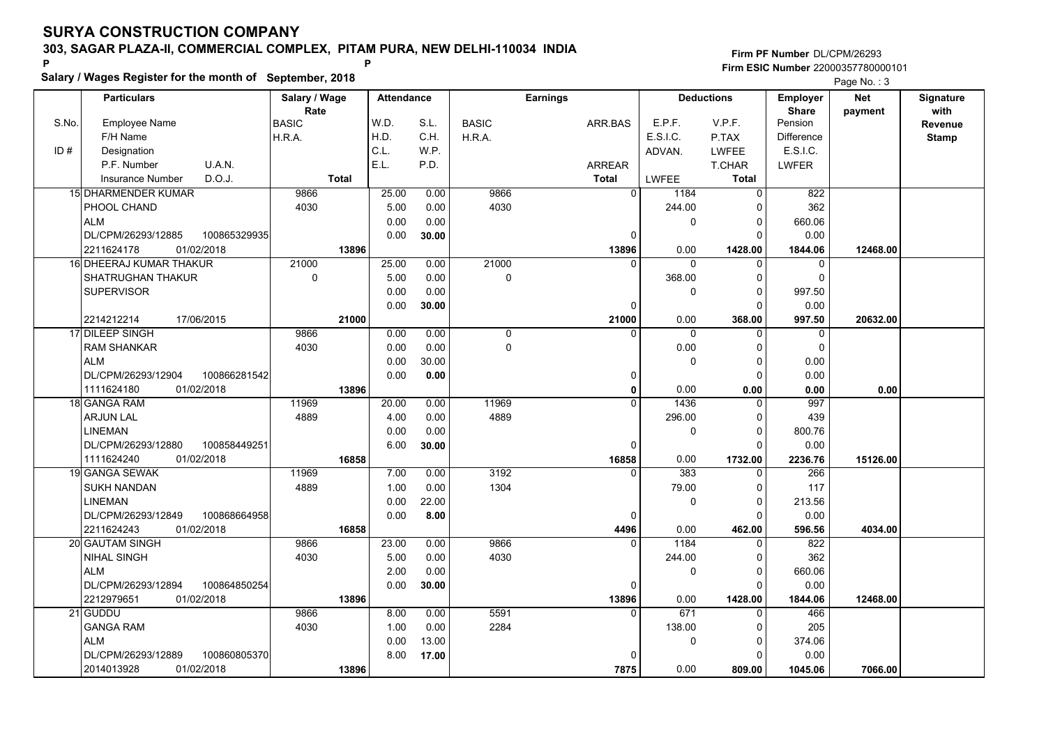# SURYA CONSTRUCTION COMPANY

**303, SAGAR PLAZA-II, COMMERCIAL COMPLEX, PITAM PURA, NEW DELHI-110034 INDIA**

P P

**Salary / Wages Register for the month of September, 2018**

**Firm PF Number** DL/CPM/26293
**Firm ESIC Number** 22000357780000101

| S.No. | Particulars: Employee Name / F/H Name / Designation / P.F. Number / U.A.N. / Insurance Number / D.O.J. | Salary / Wage Rate: BASIC / H.R.A. / Total | Attendance: W.D. / H.D. / C.L. / E.L. | S.L. / C.H. / W.P. / P.D. | Earnings: BASIC / H.R.A. | ARR.BAS / ARREAR / Total | Deductions: E.P.F. / E.S.I.C. / ADVAN. / LWFEE | V.P.F. / P.TAX / LWFEE / T.CHAR / Total | Employer Share: Pension / Difference / E.S.I.C. / LWFER | Net payment | Signature with Revenue Stamp |
|---|---|---|---|---|---|---|---|---|---|---|---|
| 15 | DHARMENDER KUMAR<br>PHOOL CHAND<br>ALM<br>DL/CPM/26293/12885 100865329935<br>2211624178 01/02/2018 | 9866<br>4030<br><br><br>13896 | 25.00<br>5.00<br>0.00<br>0.00 | 0.00<br>0.00<br>0.00<br>30.00 | 9866<br>4030 | 0<br><br><br>0<br>13896 | 1184<br>244.00<br>0<br><br>0.00 | 0<br>0<br>0<br>0<br>1428.00 | 822<br>362<br>660.06<br>0.00<br>1844.06 | 12468.00 | |
| 16 | DHEERAJ KUMAR THAKUR<br>SHATRUGHAN THAKUR<br>SUPERVISOR<br><br>2214212214 17/06/2015 | 21000<br>0<br><br><br>21000 | 25.00<br>5.00<br>0.00<br>0.00 | 0.00<br>0.00<br>0.00<br>30.00 | 21000<br>0 | 0<br><br><br>0<br>21000 | 0<br>368.00<br>0<br><br>0.00 | 0<br>0<br>0<br>0<br>368.00 | 0<br>0<br>997.50<br>0.00<br>997.50 | 20632.00 | |
| 17 | DILEEP SINGH<br>RAM SHANKAR<br>ALM<br>DL/CPM/26293/12904 100866281542<br>1111624180 01/02/2018 | 9866<br>4030<br><br><br>13896 | 0.00<br>0.00<br>0.00<br>0.00 | 0.00<br>0.00<br>30.00<br>0.00 | 0<br>0 | 0<br><br><br>0<br>0 | 0<br>0.00<br>0<br><br>0.00 | 0<br>0<br>0<br>0<br>0.00 | 0<br>0<br>0.00<br>0.00<br>0.00 | 0.00 | |
| 18 | GANGA RAM<br>ARJUN LAL<br>LINEMAN<br>DL/CPM/26293/12880 100858449251<br>1111624240 01/02/2018 | 11969<br>4889<br><br><br>16858 | 20.00<br>4.00<br>0.00<br>6.00 | 0.00<br>0.00<br>0.00<br>30.00 | 11969<br>4889 | 0<br><br><br>0<br>16858 | 1436<br>296.00<br>0<br><br>0.00 | 0<br>0<br>0<br>0<br>1732.00 | 997<br>439<br>800.76<br>0.00<br>2236.76 | 15126.00 | |
| 19 | GANGA SEWAK<br>SUKH NANDAN<br>LINEMAN<br>DL/CPM/26293/12849 100868664958<br>2211624243 01/02/2018 | 11969<br>4889<br><br><br>16858 | 7.00<br>1.00<br>0.00<br>0.00 | 0.00<br>0.00<br>22.00<br>8.00 | 3192<br>1304 | 0<br><br><br>0<br>4496 | 383<br>79.00<br>0<br><br>0.00 | 0<br>0<br>0<br>0<br>462.00 | 266<br>117<br>213.56<br>0.00<br>596.56 | 4034.00 | |
| 20 | GAUTAM SINGH<br>NIHAL SINGH<br>ALM<br>DL/CPM/26293/12894 100864850254<br>2212979651 01/02/2018 | 9866<br>4030<br><br><br>13896 | 23.00<br>5.00<br>2.00<br>0.00 | 0.00<br>0.00<br>0.00<br>30.00 | 9866<br>4030 | 0<br><br><br>0<br>13896 | 1184<br>244.00<br>0<br><br>0.00 | 0<br>0<br>0<br>0<br>1428.00 | 822<br>362<br>660.06<br>0.00<br>1844.06 | 12468.00 | |
| 21 | GUDDU<br>GANGA RAM<br>ALM<br>DL/CPM/26293/12889 100860805370<br>2014013928 01/02/2018 | 9866<br>4030<br><br><br>13896 | 8.00<br>1.00<br>0.00<br>8.00 | 0.00<br>0.00<br>13.00<br>17.00 | 5591<br>2284 | 0<br><br><br>0<br>7875 | 671<br>138.00<br>0<br><br>0.00 | 0<br>0<br>0<br>0<br>809.00 | 466<br>205<br>374.06<br>0.00<br>1045.06 | 7066.00 | |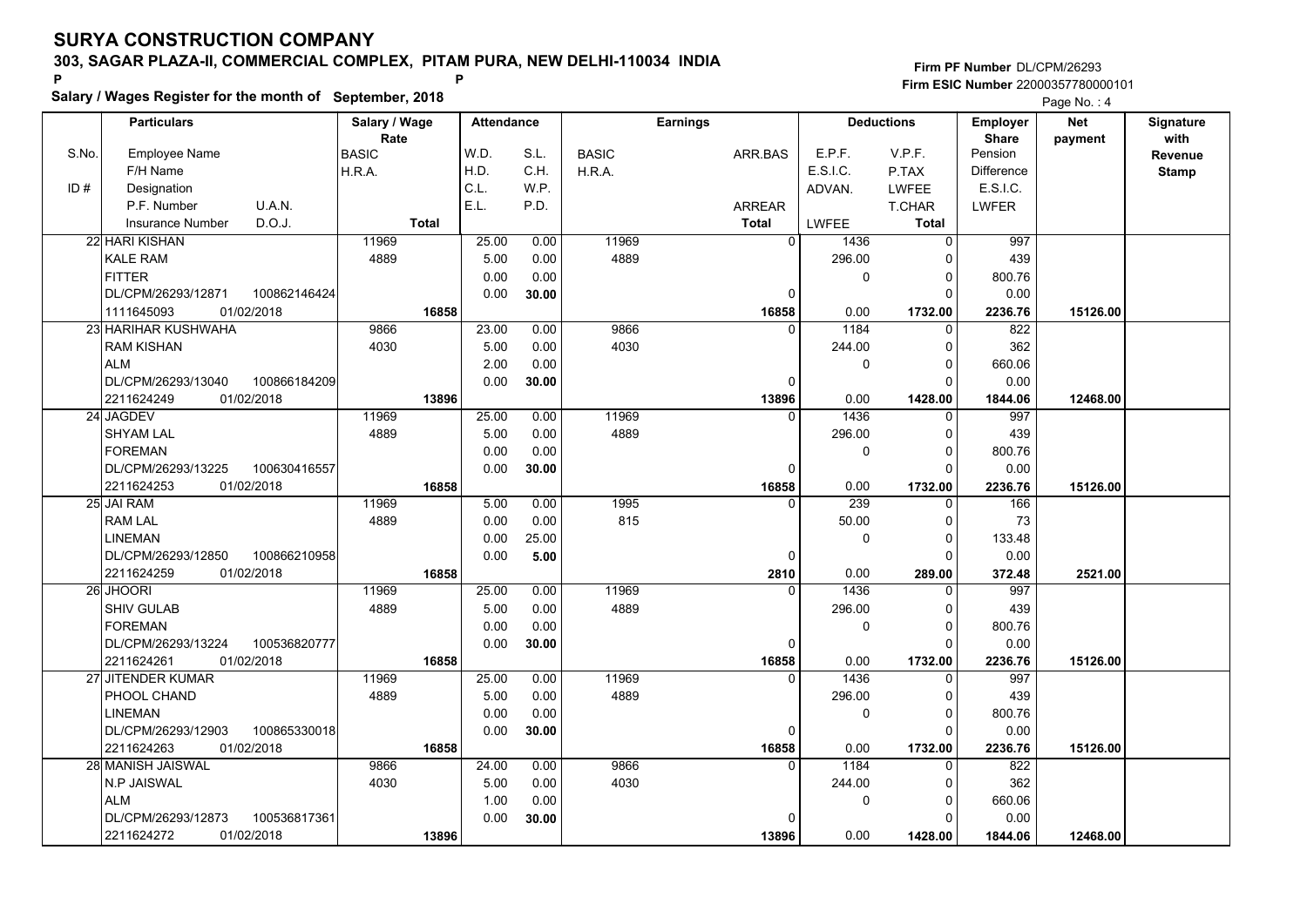# SURYA CONSTRUCTION COMPANY

## 303, SAGAR PLAZA-II, COMMERCIAL COMPLEX, PITAM PURA, NEW DELHI-110034 INDIA

**Salary / Wages Register for the month of September, 2018**

Firm PF Number DL/CPM/26293
Firm ESIC Number 22000357780000101

| S.No. / ID # | Particulars: Employee Name / F/H Name / Designation / P.F. Number / U.A.N. / Insurance Number / D.O.J. | Salary / Wage Rate: BASIC / H.R.A. / Total | Attendance: W.D. / H.D. / C.L. / E.L. | Attendance: S.L. / C.H. / W.P. / P.D. | Earnings: BASIC / H.R.A. | Earnings: ARR.BAS / ARREAR / Total | Deductions: E.P.F. / E.S.I.C. / ADVAN. / LWFEE | Deductions: V.P.F. / P.TAX / LWFEE / T.CHAR / Total | Employer Share: Pension / Difference / E.S.I.C. / LWFER | Net payment | Signature with Revenue Stamp |
|---|---|---|---|---|---|---|---|---|---|---|---|
| 22 | HARI KISHAN / KALE RAM / FITTER / DL/CPM/26293/12871 / 100862146424 / 1111645093 / 01/02/2018 | 11969 / 4889 / 16858 | 25.00 / 5.00 / 0.00 / 0.00 | 0.00 / 0.00 / 0.00 / 30.00 | 11969 / 4889 | 0 / 0 / 16858 | 1436 / 296.00 / 0 / 0.00 | 0 / 0 / 0 / 0 / 1732.00 | 997 / 439 / 800.76 / 0.00 / 2236.76 | 15126.00 | |
| 23 | HARIHAR KUSHWAHA / RAM KISHAN / ALM / DL/CPM/26293/13040 / 100866184209 / 2211624249 / 01/02/2018 | 9866 / 4030 / 13896 | 23.00 / 5.00 / 2.00 / 0.00 | 0.00 / 0.00 / 0.00 / 30.00 | 9866 / 4030 | 0 / 0 / 13896 | 1184 / 244.00 / 0 / 0.00 | 0 / 0 / 0 / 0 / 1428.00 | 822 / 362 / 660.06 / 0.00 / 1844.06 | 12468.00 | |
| 24 | JAGDEV / SHYAM LAL / FOREMAN / DL/CPM/26293/13225 / 100630416557 / 2211624253 / 01/02/2018 | 11969 / 4889 / 16858 | 25.00 / 5.00 / 0.00 / 0.00 | 0.00 / 0.00 / 0.00 / 30.00 | 11969 / 4889 | 0 / 0 / 16858 | 1436 / 296.00 / 0 / 0.00 | 0 / 0 / 0 / 0 / 1732.00 | 997 / 439 / 800.76 / 0.00 / 2236.76 | 15126.00 | |
| 25 | JAI RAM / RAM LAL / LINEMAN / DL/CPM/26293/12850 / 100866210958 / 2211624259 / 01/02/2018 | 11969 / 4889 / 16858 | 5.00 / 0.00 / 0.00 / 0.00 | 0.00 / 0.00 / 25.00 / 5.00 | 1995 / 815 | 0 / 0 / 2810 | 239 / 50.00 / 0 / 0.00 | 0 / 0 / 0 / 0 / 289.00 | 166 / 73 / 133.48 / 0.00 / 372.48 | 2521.00 | |
| 26 | JHOORI / SHIV GULAB / FOREMAN / DL/CPM/26293/13224 / 100536820777 / 2211624261 / 01/02/2018 | 11969 / 4889 / 16858 | 25.00 / 5.00 / 0.00 / 0.00 | 0.00 / 0.00 / 0.00 / 30.00 | 11969 / 4889 | 0 / 0 / 16858 | 1436 / 296.00 / 0 / 0.00 | 0 / 0 / 0 / 0 / 1732.00 | 997 / 439 / 800.76 / 0.00 / 2236.76 | 15126.00 | |
| 27 | JITENDER KUMAR / PHOOL CHAND / LINEMAN / DL/CPM/26293/12903 / 100865330018 / 2211624263 / 01/02/2018 | 11969 / 4889 / 16858 | 25.00 / 5.00 / 0.00 / 0.00 | 0.00 / 0.00 / 0.00 / 30.00 | 11969 / 4889 | 0 / 0 / 16858 | 1436 / 296.00 / 0 / 0.00 | 0 / 0 / 0 / 0 / 1732.00 | 997 / 439 / 800.76 / 0.00 / 2236.76 | 15126.00 | |
| 28 | MANISH JAISWAL / N.P JAISWAL / ALM / DL/CPM/26293/12873 / 100536817361 / 2211624272 / 01/02/2018 | 9866 / 4030 / 13896 | 24.00 / 5.00 / 1.00 / 0.00 | 0.00 / 0.00 / 0.00 / 30.00 | 9866 / 4030 | 0 / 0 / 13896 | 1184 / 244.00 / 0 / 0.00 | 0 / 0 / 0 / 0 / 1428.00 | 822 / 362 / 660.06 / 0.00 / 1844.06 | 12468.00 | |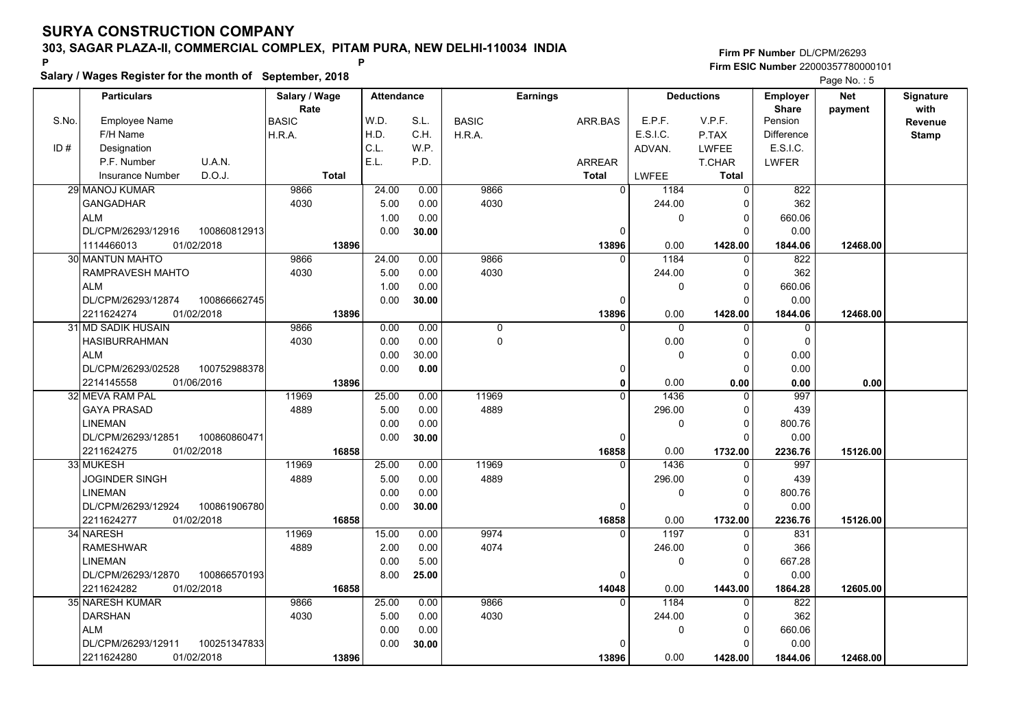# SURYA CONSTRUCTION COMPANY

**303, SAGAR PLAZA-II, COMMERCIAL COMPLEX, PITAM PURA, NEW DELHI-110034 INDIA**

**Salary / Wages Register for the month of September, 2018**

**Firm PF Number** DL/CPM/26293
**Firm ESIC Number** 22000357780000101

| S.No. / ID # | Employee Name / F/H Name / Designation / P.F. Number / U.A.N. / Insurance Number / D.O.J. | Salary / Wage Rate: BASIC / H.R.A. / Total | Attendance: W.D. / H.D. / C.L. / E.L. | Attendance: S.L. / C.H. / W.P. / P.D. | Earnings: BASIC / H.R.A. | Earnings: ARR.BAS / ARREAR / Total | Deductions: E.P.F. / E.S.I.C. / ADVAN. / LWFEE | Deductions: V.P.F. / P.TAX / LWFEE / T.CHAR / Total | Employer Share: Pension / Difference / E.S.I.C. / LWFER | Net payment | Signature with Revenue Stamp |
|---|---|---|---|---|---|---|---|---|---|---|---|
| 29 | MANOJ KUMAR<br>GANGADHAR<br>ALM<br>DL/CPM/26293/12916 100860812913<br>1114466013 01/02/2018 | 9866<br>4030<br>**13896** | 24.00<br>5.00<br>1.00<br>0.00 | 0.00<br>0.00<br>0.00<br>**30.00** | 9866<br>4030 | 0<br>0<br>**13896** | 1184<br>244.00<br>0<br>0.00 | 0<br>0<br>0<br>0<br>**1428.00** | 822<br>362<br>660.06<br>0.00<br>**1844.06** | **12468.00** | |
| 30 | MANTUN MAHTO<br>RAMPRAVESH MAHTO<br>ALM<br>DL/CPM/26293/12874 100866662745<br>2211624274 01/02/2018 | 9866<br>4030<br>**13896** | 24.00<br>5.00<br>1.00<br>0.00 | 0.00<br>0.00<br>0.00<br>**30.00** | 9866<br>4030 | 0<br>0<br>**13896** | 1184<br>244.00<br>0<br>0.00 | 0<br>0<br>0<br>0<br>**1428.00** | 822<br>362<br>660.06<br>0.00<br>**1844.06** | **12468.00** | |
| 31 | MD SADIK HUSAIN<br>HASIBURRAHMAN<br>ALM<br>DL/CPM/26293/02528 100752988378<br>2214145558 01/06/2016 | 9866<br>4030<br>**13896** | 0.00<br>0.00<br>0.00<br>0.00 | 0.00<br>0.00<br>30.00<br>**0.00** | 0<br>0 | 0<br>0<br>**0** | 0<br>0.00<br>0<br>0.00 | 0<br>0<br>0<br>0<br>**0.00** | 0<br>0<br>0.00<br>0.00<br>**0.00** | **0.00** | |
| 32 | MEVA RAM PAL<br>GAYA PRASAD<br>LINEMAN<br>DL/CPM/26293/12851 100860860471<br>2211624275 01/02/2018 | 11969<br>4889<br>**16858** | 25.00<br>5.00<br>0.00<br>0.00 | 0.00<br>0.00<br>0.00<br>**30.00** | 11969<br>4889 | 0<br>0<br>**16858** | 1436<br>296.00<br>0<br>0.00 | 0<br>0<br>0<br>0<br>**1732.00** | 997<br>439<br>800.76<br>0.00<br>**2236.76** | **15126.00** | |
| 33 | MUKESH<br>JOGINDER SINGH<br>LINEMAN<br>DL/CPM/26293/12924 100861906780<br>2211624277 01/02/2018 | 11969<br>4889<br>**16858** | 25.00<br>5.00<br>0.00<br>0.00 | 0.00<br>0.00<br>0.00<br>**30.00** | 11969<br>4889 | 0<br>0<br>**16858** | 1436<br>296.00<br>0<br>0.00 | 0<br>0<br>0<br>0<br>**1732.00** | 997<br>439<br>800.76<br>0.00<br>**2236.76** | **15126.00** | |
| 34 | NARESH<br>RAMESHWAR<br>LINEMAN<br>DL/CPM/26293/12870 100866570193<br>2211624282 01/02/2018 | 11969<br>4889<br>**16858** | 15.00<br>2.00<br>0.00<br>8.00 | 0.00<br>0.00<br>5.00<br>**25.00** | 9974<br>4074 | 0<br>0<br>**14048** | 1197<br>246.00<br>0<br>0.00 | 0<br>0<br>0<br>0<br>**1443.00** | 831<br>366<br>667.28<br>0.00<br>**1864.28** | **12605.00** | |
| 35 | NARESH KUMAR<br>DARSHAN<br>ALM<br>DL/CPM/26293/12911 100251347833<br>2211624280 01/02/2018 | 9866<br>4030<br>**13896** | 25.00<br>5.00<br>0.00<br>0.00 | 0.00<br>0.00<br>0.00<br>**30.00** | 9866<br>4030 | 0<br>0<br>**13896** | 1184<br>244.00<br>0<br>0.00 | 0<br>0<br>0<br>0<br>**1428.00** | 822<br>362<br>660.06<br>0.00<br>**1844.06** | **12468.00** | |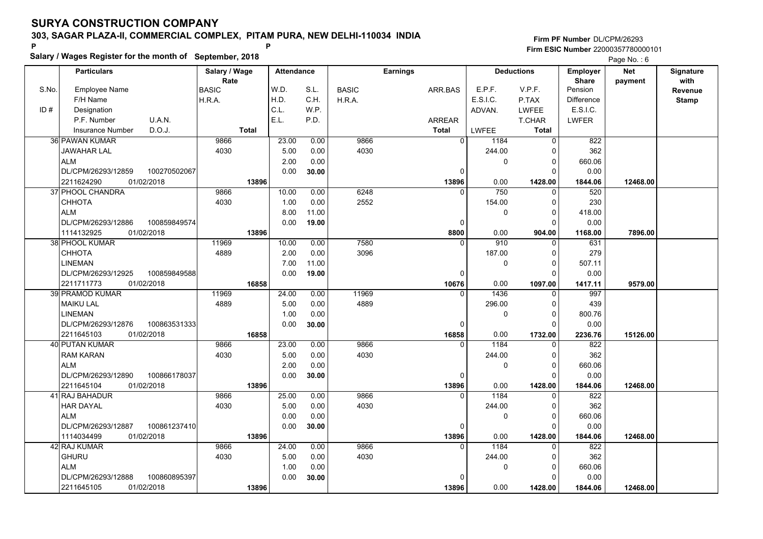# SURYA CONSTRUCTION COMPANY

**303, SAGAR PLAZA-II, COMMERCIAL COMPLEX, PITAM PURA, NEW DELHI-110034 INDIA**

P P

**Salary / Wages Register for the month of September, 2018**

**Firm PF Number** DL/CPM/26293
**Firm ESIC Number** 22000357780000101

| S.No. | Particulars: Employee Name / F/H Name / Designation / P.F. Number, U.A.N. / Insurance Number, D.O.J. | Salary / Wage Rate: BASIC / H.R.A. / Total | Attendance: W.D. / H.D. / C.L. / E.L. | Attendance: S.L. / C.H. / W.P. / P.D. | Earnings: BASIC / H.R.A. | Earnings: ARR.BAS / ARREAR / Total | Deductions: E.P.F. / E.S.I.C. / ADVAN. / LWFEE | Deductions: V.P.F. / P.TAX / LWFEE / T.CHAR / Total | Employer Share: Pension / Difference / E.S.I.C. / LWFER | Net payment | Signature with Revenue Stamp |
|---|---|---|---|---|---|---|---|---|---|---|---|
| 36 | PAWAN KUMAR<br>JAWAHAR LAL<br>ALM<br>DL/CPM/26293/12859 100270502067<br>2211624290 01/02/2018 | 9866<br>4030<br><br><br>13896 | 23.00<br>5.00<br>2.00<br>0.00 | 0.00<br>0.00<br>0.00<br>30.00 | 9866<br>4030 | 0<br><br><br>0<br>13896 | 1184<br>244.00<br>0<br><br>0.00 | 0<br>0<br>0<br>0<br>1428.00 | 822<br>362<br>660.06<br>0.00<br>1844.06 | 12468.00 | |
| 37 | PHOOL CHANDRA<br>CHHOTA<br>ALM<br>DL/CPM/26293/12886 100859849574<br>1114132925 01/02/2018 | 9866<br>4030<br><br><br>13896 | 10.00<br>1.00<br>8.00<br>0.00 | 0.00<br>0.00<br>11.00<br>19.00 | 6248<br>2552 | 0<br><br><br>0<br>8800 | 750<br>154.00<br>0<br><br>0.00 | 0<br>0<br>0<br>0<br>904.00 | 520<br>230<br>418.00<br>0.00<br>1168.00 | 7896.00 | |
| 38 | PHOOL KUMAR<br>CHHOTA<br>LINEMAN<br>DL/CPM/26293/12925 100859849588<br>2211711773 01/02/2018 | 11969<br>4889<br><br><br>16858 | 10.00<br>2.00<br>7.00<br>0.00 | 0.00<br>0.00<br>11.00<br>19.00 | 7580<br>3096 | 0<br><br><br>0<br>10676 | 910<br>187.00<br>0<br><br>0.00 | 0<br>0<br>0<br>0<br>1097.00 | 631<br>279<br>507.11<br>0.00<br>1417.11 | 9579.00 | |
| 39 | PRAMOD KUMAR<br>MAIKU LAL<br>LINEMAN<br>DL/CPM/26293/12876 100863531333<br>2211645103 01/02/2018 | 11969<br>4889<br><br><br>16858 | 24.00<br>5.00<br>1.00<br>0.00 | 0.00<br>0.00<br>0.00<br>30.00 | 11969<br>4889 | 0<br><br><br>0<br>16858 | 1436<br>296.00<br>0<br><br>0.00 | 0<br>0<br>0<br>0<br>1732.00 | 997<br>439<br>800.76<br>0.00<br>2236.76 | 15126.00 | |
| 40 | PUTAN KUMAR<br>RAM KARAN<br>ALM<br>DL/CPM/26293/12890 100866178037<br>2211645104 01/02/2018 | 9866<br>4030<br><br><br>13896 | 23.00<br>5.00<br>2.00<br>0.00 | 0.00<br>0.00<br>0.00<br>30.00 | 9866<br>4030 | 0<br><br><br>0<br>13896 | 1184<br>244.00<br>0<br><br>0.00 | 0<br>0<br>0<br>0<br>1428.00 | 822<br>362<br>660.06<br>0.00<br>1844.06 | 12468.00 | |
| 41 | RAJ BAHADUR<br>HAR DAYAL<br>ALM<br>DL/CPM/26293/12887 100861237410<br>1114034499 01/02/2018 | 9866<br>4030<br><br><br>13896 | 25.00<br>5.00<br>0.00<br>0.00 | 0.00<br>0.00<br>0.00<br>30.00 | 9866<br>4030 | 0<br><br><br>0<br>13896 | 1184<br>244.00<br>0<br><br>0.00 | 0<br>0<br>0<br>0<br>1428.00 | 822<br>362<br>660.06<br>0.00<br>1844.06 | 12468.00 | |
| 42 | RAJ KUMAR<br>GHURU<br>ALM<br>DL/CPM/26293/12888 100860895397<br>2211645105 01/02/2018 | 9866<br>4030<br><br><br>13896 | 24.00<br>5.00<br>1.00<br>0.00 | 0.00<br>0.00<br>0.00<br>30.00 | 9866<br>4030 | 0<br><br><br>0<br>13896 | 1184<br>244.00<br>0<br><br>0.00 | 0<br>0<br>0<br>0<br>1428.00 | 822<br>362<br>660.06<br>0.00<br>1844.06 | 12468.00 | |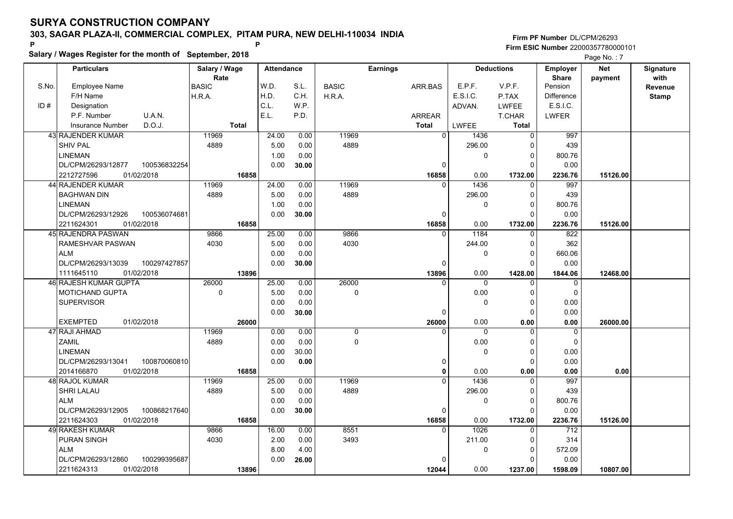# SURYA CONSTRUCTION COMPANY

**303, SAGAR PLAZA-II, COMMERCIAL COMPLEX, PITAM PURA, NEW DELHI-110034 INDIA**

**Salary / Wages Register for the month of September, 2018**

**Firm PF Number** DL/CPM/26293
**Firm ESIC Number** 22000357780000101

Page No. : 7

| S.No. / ID # | Employee Name / F/H Name / Designation / P.F. Number / U.A.N. / Insurance Number / D.O.J. | Salary / Wage Rate: BASIC / H.R.A. / Total | Attendance: W.D. / H.D. / C.L. / E.L. | Attendance: S.L. / C.H. / W.P. / P.D. | Earnings: BASIC / H.R.A. | Earnings: ARR.BAS / ARREAR / Total | Deductions: E.P.F. / E.S.I.C. / ADVAN. / LWFEE | Deductions: V.P.F. / P.TAX / LWFEE / T.CHAR / Total | Employer Share: Pension / Difference / E.S.I.C. / LWFER | Net payment | Signature with Revenue Stamp |
|---|---|---|---|---|---|---|---|---|---|---|---|
| 43 | RAJENDER KUMAR<br>SHIV PAL<br>LINEMAN<br>DL/CPM/26293/12877 100536832254<br>2212727596 01/02/2018 | 11969<br>4889<br>16858 | 24.00<br>5.00<br>1.00<br>0.00 | 0.00<br>0.00<br>0.00<br>30.00 | 11969<br>4889 | 0<br>0<br>16858 | 1436<br>296.00<br>0<br>0.00 | 0<br>0<br>0<br>0<br>1732.00 | 997<br>439<br>800.76<br>0.00<br>2236.76 | 15126.00 | |
| 44 | RAJENDER KUMAR<br>BAGHWAN DIN<br>LINEMAN<br>DL/CPM/26293/12926 100536074681<br>2211624301 01/02/2018 | 11969<br>4889<br>16858 | 24.00<br>5.00<br>1.00<br>0.00 | 0.00<br>0.00<br>0.00<br>30.00 | 11969<br>4889 | 0<br>0<br>16858 | 1436<br>296.00<br>0<br>0.00 | 0<br>0<br>0<br>0<br>1732.00 | 997<br>439<br>800.76<br>0.00<br>2236.76 | 15126.00 | |
| 45 | RAJENDRA PASWAN<br>RAMESHVAR PASWAN<br>ALM<br>DL/CPM/26293/13039 100297427857<br>1111645110 01/02/2018 | 9866<br>4030<br>13896 | 25.00<br>5.00<br>0.00<br>0.00 | 0.00<br>0.00<br>0.00<br>30.00 | 9866<br>4030 | 0<br>0<br>13896 | 1184<br>244.00<br>0<br>0.00 | 0<br>0<br>0<br>0<br>1428.00 | 822<br>362<br>660.06<br>0.00<br>1844.06 | 12468.00 | |
| 46 | RAJESH KUMAR GUPTA<br>MOTICHAND GUPTA<br>SUPERVISOR<br><br>EXEMPTED 01/02/2018 | 26000<br>0<br>26000 | 25.00<br>5.00<br>0.00<br>0.00 | 0.00<br>0.00<br>0.00<br>30.00 | 26000<br>0 | 0<br>0<br>26000 | 0<br>0.00<br>0<br>0.00 | 0<br>0<br>0<br>0<br>0.00 | 0<br>0<br>0.00<br>0.00<br>0.00 | 26000.00 | |
| 47 | RAJI AHMAD<br>ZAMIL<br>LINEMAN<br>DL/CPM/26293/13041 100870060810<br>2014166870 01/02/2018 | 11969<br>4889<br>16858 | 0.00<br>0.00<br>0.00<br>0.00 | 0.00<br>0.00<br>30.00<br>0.00 | 0<br>0 | 0<br>0<br>0 | 0<br>0.00<br>0<br>0.00 | 0<br>0<br>0<br>0<br>0.00 | 0<br>0<br>0.00<br>0.00<br>0.00 | 0.00 | |
| 48 | RAJOL KUMAR<br>SHRI LALAU<br>ALM<br>DL/CPM/26293/12905 100868217640<br>2211624303 01/02/2018 | 11969<br>4889<br>16858 | 25.00<br>5.00<br>0.00<br>0.00 | 0.00<br>0.00<br>0.00<br>30.00 | 11969<br>4889 | 0<br>0<br>16858 | 1436<br>296.00<br>0<br>0.00 | 0<br>0<br>0<br>0<br>1732.00 | 997<br>439<br>800.76<br>0.00<br>2236.76 | 15126.00 | |
| 49 | RAKESH KUMAR<br>PURAN SINGH<br>ALM<br>DL/CPM/26293/12860 100299395687<br>2211624313 01/02/2018 | 9866<br>4030<br>13896 | 16.00<br>2.00<br>8.00<br>0.00 | 0.00<br>0.00<br>4.00<br>26.00 | 8551<br>3493 | 0<br>0<br>12044 | 1026<br>211.00<br>0<br>0.00 | 0<br>0<br>0<br>0<br>1237.00 | 712<br>314<br>572.09<br>0.00<br>1598.09 | 10807.00 | |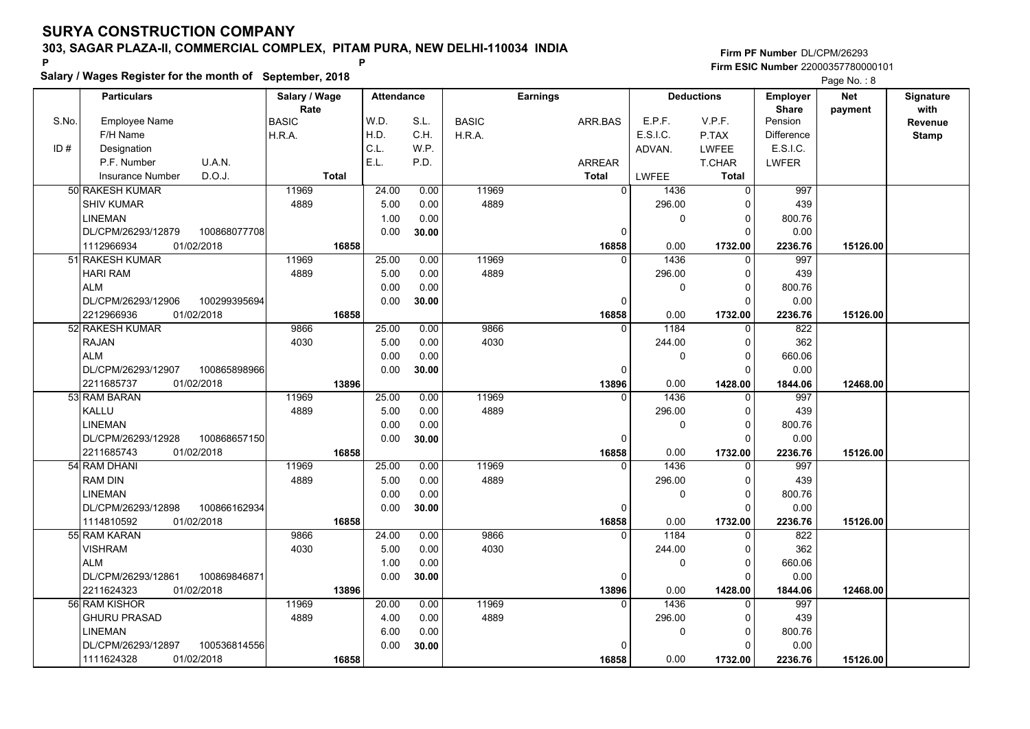# SURYA CONSTRUCTION COMPANY

**303, SAGAR PLAZA-II, COMMERCIAL COMPLEX, PITAM PURA, NEW DELHI-110034 INDIA**

P P

**Salary / Wages Register for the month of September, 2018**

**Firm PF Number** DL/CPM/26293

**Firm ESIC Number** 22000357780000101

| S.No. | Particulars: Employee Name / F/H Name / Designation / P.F. Number, U.A.N. / Insurance Number, D.O.J. | Salary / Wage Rate: BASIC / H.R.A. / Total | Attendance: W.D. / H.D. / C.L. / E.L. | Attendance: S.L. / C.H. / W.P. / P.D. | Earnings: BASIC / H.R.A. | Earnings: ARR.BAS / ARREAR / Total | Deductions: E.P.F. / E.S.I.C. / ADVAN. / LWFEE | Deductions: V.P.F. / P.TAX / LWFEE / T.CHAR / Total | Employer Share: Pension / Difference / E.S.I.C. / LWFER | Net payment | Signature with Revenue Stamp |
|---|---|---|---|---|---|---|---|---|---|---|---|
| 50 | RAKESH KUMAR<br>SHIV KUMAR<br>LINEMAN<br>DL/CPM/26293/12879 100868077708<br>1112966934 01/02/2018 | 11969<br>4889<br>16858 | 24.00<br>5.00<br>1.00<br>0.00 | 0.00<br>0.00<br>0.00<br>30.00 | 11969<br>4889 | 0<br>0<br>16858 | 1436<br>296.00<br>0<br>0.00 | 0<br>0<br>0<br>0<br>1732.00 | 997<br>439<br>800.76<br>0.00<br>2236.76 | 15126.00 | |
| 51 | RAKESH KUMAR<br>HARI RAM<br>ALM<br>DL/CPM/26293/12906 100299395694<br>2212966936 01/02/2018 | 11969<br>4889<br>16858 | 25.00<br>5.00<br>0.00<br>0.00 | 0.00<br>0.00<br>0.00<br>30.00 | 11969<br>4889 | 0<br>0<br>16858 | 1436<br>296.00<br>0<br>0.00 | 0<br>0<br>0<br>0<br>1732.00 | 997<br>439<br>800.76<br>0.00<br>2236.76 | 15126.00 | |
| 52 | RAKESH KUMAR<br>RAJAN<br>ALM<br>DL/CPM/26293/12907 100865898966<br>2211685737 01/02/2018 | 9866<br>4030<br>13896 | 25.00<br>5.00<br>0.00<br>0.00 | 0.00<br>0.00<br>0.00<br>30.00 | 9866<br>4030 | 0<br>0<br>13896 | 1184<br>244.00<br>0<br>0.00 | 0<br>0<br>0<br>0<br>1428.00 | 822<br>362<br>660.06<br>0.00<br>1844.06 | 12468.00 | |
| 53 | RAM BARAN<br>KALLU<br>LINEMAN<br>DL/CPM/26293/12928 100868657150<br>2211685743 01/02/2018 | 11969<br>4889<br>16858 | 25.00<br>5.00<br>0.00<br>0.00 | 0.00<br>0.00<br>0.00<br>30.00 | 11969<br>4889 | 0<br>0<br>16858 | 1436<br>296.00<br>0<br>0.00 | 0<br>0<br>0<br>0<br>1732.00 | 997<br>439<br>800.76<br>0.00<br>2236.76 | 15126.00 | |
| 54 | RAM DHANI<br>RAM DIN<br>LINEMAN<br>DL/CPM/26293/12898 100866162934<br>1114810592 01/02/2018 | 11969<br>4889<br>16858 | 25.00<br>5.00<br>0.00<br>0.00 | 0.00<br>0.00<br>0.00<br>30.00 | 11969<br>4889 | 0<br>0<br>16858 | 1436<br>296.00<br>0<br>0.00 | 0<br>0<br>0<br>0<br>1732.00 | 997<br>439<br>800.76<br>0.00<br>2236.76 | 15126.00 | |
| 55 | RAM KARAN<br>VISHRAM<br>ALM<br>DL/CPM/26293/12861 100869846871<br>2211624323 01/02/2018 | 9866<br>4030<br>13896 | 24.00<br>5.00<br>1.00<br>0.00 | 0.00<br>0.00<br>0.00<br>30.00 | 9866<br>4030 | 0<br>0<br>13896 | 1184<br>244.00<br>0<br>0.00 | 0<br>0<br>0<br>0<br>1428.00 | 822<br>362<br>660.06<br>0.00<br>1844.06 | 12468.00 | |
| 56 | RAM KISHOR<br>GHURU PRASAD<br>LINEMAN<br>DL/CPM/26293/12897 100536814556<br>1111624328 01/02/2018 | 11969<br>4889<br>16858 | 20.00<br>4.00<br>6.00<br>0.00 | 0.00<br>0.00<br>0.00<br>30.00 | 11969<br>4889 | 0<br>0<br>16858 | 1436<br>296.00<br>0<br>0.00 | 0<br>0<br>0<br>0<br>1732.00 | 997<br>439<br>800.76<br>0.00<br>2236.76 | 15126.00 | |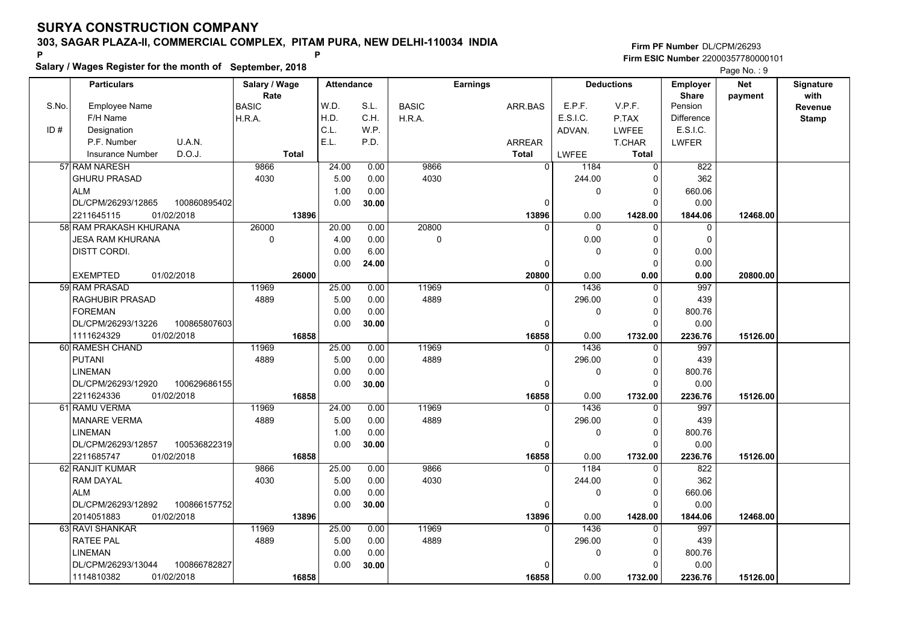# SURYA CONSTRUCTION COMPANY

## 303, SAGAR PLAZA-II, COMMERCIAL COMPLEX, PITAM PURA, NEW DELHI-110034 INDIA

**Firm PF Number** DL/CPM/26293
**Firm ESIC Number** 22000357780000101

**Salary / Wages Register for the month of September, 2018**

| S.No. | Particulars (Employee Name / F/H Name / Designation / P.F. Number U.A.N. / Insurance Number D.O.J.) | Salary / Wage Rate (BASIC / H.R.A. / Total) | Attendance W.D. / H.D. / C.L. / E.L. | S.L. / C.H. / W.P. / P.D. | Earnings BASIC / H.R.A. | ARR.BAS / ARREAR / Total | E.P.F. / E.S.I.C. / ADVAN. / LWFEE | V.P.F. / P.TAX / LWFEE / T.CHAR / Total | Employer Share Pension / Difference / E.S.I.C. / LWFER | Net payment | Signature with Revenue Stamp |
|---|---|---|---|---|---|---|---|---|---|---|---|
| 57 | RAM NARESH<br>GHURU PRASAD<br>ALM<br>DL/CPM/26293/12865 100860895402<br>2211645115 01/02/2018 | 9866<br>4030<br>**13896** | 24.00<br>5.00<br>1.00<br>0.00 | 0.00<br>0.00<br>0.00<br>**30.00** | 9866<br>4030 | 0<br>0<br>**13896** | 1184<br>244.00<br>0<br>0.00 | 0<br>0<br>0<br>0<br>**1428.00** | 822<br>362<br>660.06<br>0.00<br>**1844.06** | **12468.00** | |
| 58 | RAM PRAKASH KHURANA<br>JESA RAM KHURANA<br>DISTT CORDI.<br><br>EXEMPTED 01/02/2018 | 26000<br>0<br>**26000** | 20.00<br>4.00<br>0.00<br>0.00 | 0.00<br>0.00<br>6.00<br>**24.00** | 20800<br>0 | 0<br>0<br>**20800** | 0<br>0.00<br>0<br>0.00 | 0<br>0<br>0<br>0<br>**0.00** | 0<br>0<br>0.00<br>0.00<br>**0.00** | **20800.00** | |
| 59 | RAM PRASAD<br>RAGHUBIR PRASAD<br>FOREMAN<br>DL/CPM/26293/13226 100865807603<br>1111624329 01/02/2018 | 11969<br>4889<br>**16858** | 25.00<br>5.00<br>0.00<br>0.00 | 0.00<br>0.00<br>0.00<br>**30.00** | 11969<br>4889 | 0<br>0<br>**16858** | 1436<br>296.00<br>0<br>0.00 | 0<br>0<br>0<br>0<br>**1732.00** | 997<br>439<br>800.76<br>0.00<br>**2236.76** | **15126.00** | |
| 60 | RAMESH CHAND<br>PUTANI<br>LINEMAN<br>DL/CPM/26293/12920 100629686155<br>2211624336 01/02/2018 | 11969<br>4889<br>**16858** | 25.00<br>5.00<br>0.00<br>0.00 | 0.00<br>0.00<br>0.00<br>**30.00** | 11969<br>4889 | 0<br>0<br>**16858** | 1436<br>296.00<br>0<br>0.00 | 0<br>0<br>0<br>0<br>**1732.00** | 997<br>439<br>800.76<br>0.00<br>**2236.76** | **15126.00** | |
| 61 | RAMU VERMA<br>MANARE VERMA<br>LINEMAN<br>DL/CPM/26293/12857 100536822319<br>2211685747 01/02/2018 | 11969<br>4889<br>**16858** | 24.00<br>5.00<br>1.00<br>0.00 | 0.00<br>0.00<br>0.00<br>**30.00** | 11969<br>4889 | 0<br>0<br>**16858** | 1436<br>296.00<br>0<br>0.00 | 0<br>0<br>0<br>0<br>**1732.00** | 997<br>439<br>800.76<br>0.00<br>**2236.76** | **15126.00** | |
| 62 | RANJIT KUMAR<br>RAM DAYAL<br>ALM<br>DL/CPM/26293/12892 100866157752<br>2014051883 01/02/2018 | 9866<br>4030<br>**13896** | 25.00<br>5.00<br>0.00<br>0.00 | 0.00<br>0.00<br>0.00<br>**30.00** | 9866<br>4030 | 0<br>0<br>**13896** | 1184<br>244.00<br>0<br>0.00 | 0<br>0<br>0<br>0<br>**1428.00** | 822<br>362<br>660.06<br>0.00<br>**1844.06** | **12468.00** | |
| 63 | RAVI SHANKAR<br>RATEE PAL<br>LINEMAN<br>DL/CPM/26293/13044 100866782827<br>1114810382 01/02/2018 | 11969<br>4889<br>**16858** | 25.00<br>5.00<br>0.00<br>0.00 | 0.00<br>0.00<br>0.00<br>**30.00** | 11969<br>4889 | 0<br>0<br>**16858** | 1436<br>296.00<br>0<br>0.00 | 0<br>0<br>0<br>0<br>**1732.00** | 997<br>439<br>800.76<br>0.00<br>**2236.76** | **15126.00** | |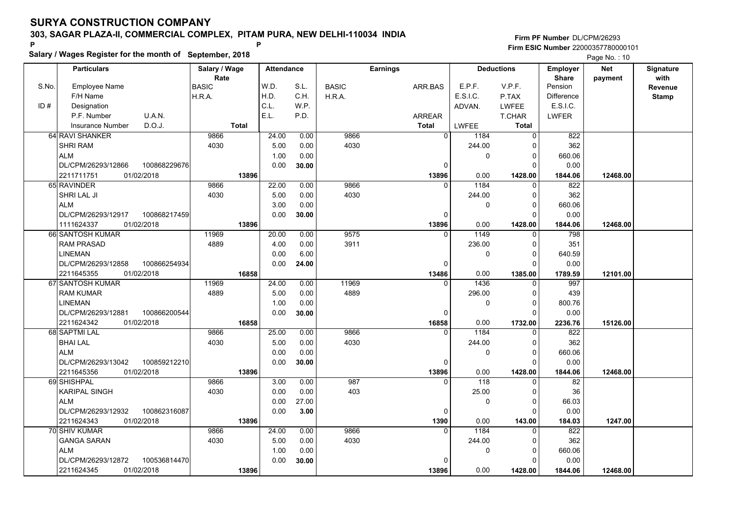# SURYA CONSTRUCTION COMPANY

**303, SAGAR PLAZA-II, COMMERCIAL COMPLEX, PITAM PURA, NEW DELHI-110034 INDIA**

P P

**Salary / Wages Register for the month of September, 2018**

Firm PF Number DL/CPM/26293

Firm ESIC Number 22000357780000101

Page No. : 10

| S.No. | Particulars: Employee Name / F/H Name / Designation / P.F. Number, U.A.N. / Insurance Number, D.O.J. | Salary / Wage Rate: BASIC / H.R.A. / Total | Attendance: W.D. / H.D. / C.L. / E.L. | Attendance: S.L. / C.H. / W.P. / P.D. | Earnings: BASIC / H.R.A. | Earnings: ARR.BAS / ARREAR / Total | Deductions: E.P.F. / E.S.I.C. / ADVAN. / LWFEE | Deductions: V.P.F. / P.TAX / LWFEE / T.CHAR / Total | Employer Share: Pension / Difference / E.S.I.C. / LWFER | Net payment | Signature with Revenue Stamp |
|---|---|---|---|---|---|---|---|---|---|---|---|
| 64 | RAVI SHANKER<br>SHRI RAM<br>ALM<br>DL/CPM/26293/12866 100868229676<br>2211711751 01/02/2018 | 9866<br>4030<br>**13896** | 24.00<br>5.00<br>1.00<br>0.00 | 0.00<br>0.00<br>0.00<br>**30.00** | 9866<br>4030 | 0<br>0<br>**13896** | 1184<br>244.00<br>0<br>0.00 | 0<br>0<br>0<br>0<br>**1428.00** | 822<br>362<br>660.06<br>0.00<br>**1844.06** | **12468.00** | |
| 65 | RAVINDER<br>SHRI LAL JI<br>ALM<br>DL/CPM/26293/12917 100868217459<br>1111624337 01/02/2018 | 9866<br>4030<br>**13896** | 22.00<br>5.00<br>3.00<br>0.00 | 0.00<br>0.00<br>0.00<br>**30.00** | 9866<br>4030 | 0<br>0<br>**13896** | 1184<br>244.00<br>0<br>0.00 | 0<br>0<br>0<br>0<br>**1428.00** | 822<br>362<br>660.06<br>0.00<br>**1844.06** | **12468.00** | |
| 66 | SANTOSH KUMAR<br>RAM PRASAD<br>LINEMAN<br>DL/CPM/26293/12858 100866254934<br>2211645355 01/02/2018 | 11969<br>4889<br>**16858** | 20.00<br>4.00<br>0.00<br>0.00 | 0.00<br>0.00<br>6.00<br>**24.00** | 9575<br>3911 | 0<br>0<br>**13486** | 1149<br>236.00<br>0<br>0.00 | 0<br>0<br>0<br>0<br>**1385.00** | 798<br>351<br>640.59<br>0.00<br>**1789.59** | **12101.00** | |
| 67 | SANTOSH KUMAR<br>RAM KUMAR<br>LINEMAN<br>DL/CPM/26293/12881 100866200544<br>2211624342 01/02/2018 | 11969<br>4889<br>**16858** | 24.00<br>5.00<br>1.00<br>0.00 | 0.00<br>0.00<br>0.00<br>**30.00** | 11969<br>4889 | 0<br>0<br>**16858** | 1436<br>296.00<br>0<br>0.00 | 0<br>0<br>0<br>0<br>**1732.00** | 997<br>439<br>800.76<br>0.00<br>**2236.76** | **15126.00** | |
| 68 | SAPTMI LAL<br>BHAI LAL<br>ALM<br>DL/CPM/26293/13042 100859212210<br>2211645356 01/02/2018 | 9866<br>4030<br>**13896** | 25.00<br>5.00<br>0.00<br>0.00 | 0.00<br>0.00<br>0.00<br>**30.00** | 9866<br>4030 | 0<br>0<br>**13896** | 1184<br>244.00<br>0<br>0.00 | 0<br>0<br>0<br>0<br>**1428.00** | 822<br>362<br>660.06<br>0.00<br>**1844.06** | **12468.00** | |
| 69 | SHISHPAL<br>KARIPAL SINGH<br>ALM<br>DL/CPM/26293/12932 100862316087<br>2211624343 01/02/2018 | 9866<br>4030<br>**13896** | 3.00<br>0.00<br>0.00<br>0.00 | 0.00<br>0.00<br>27.00<br>**3.00** | 987<br>403 | 0<br>0<br>**1390** | 118<br>25.00<br>0<br>0.00 | 0<br>0<br>0<br>0<br>**143.00** | 82<br>36<br>66.03<br>0.00<br>**184.03** | **1247.00** | |
| 70 | SHIV KUMAR<br>GANGA SARAN<br>ALM<br>DL/CPM/26293/12872 100536814470<br>2211624345 01/02/2018 | 9866<br>4030<br>**13896** | 24.00<br>5.00<br>1.00<br>0.00 | 0.00<br>0.00<br>0.00<br>**30.00** | 9866<br>4030 | 0<br>0<br>**13896** | 1184<br>244.00<br>0<br>0.00 | 0<br>0<br>0<br>0<br>**1428.00** | 822<br>362<br>660.06<br>0.00<br>**1844.06** | **12468.00** | |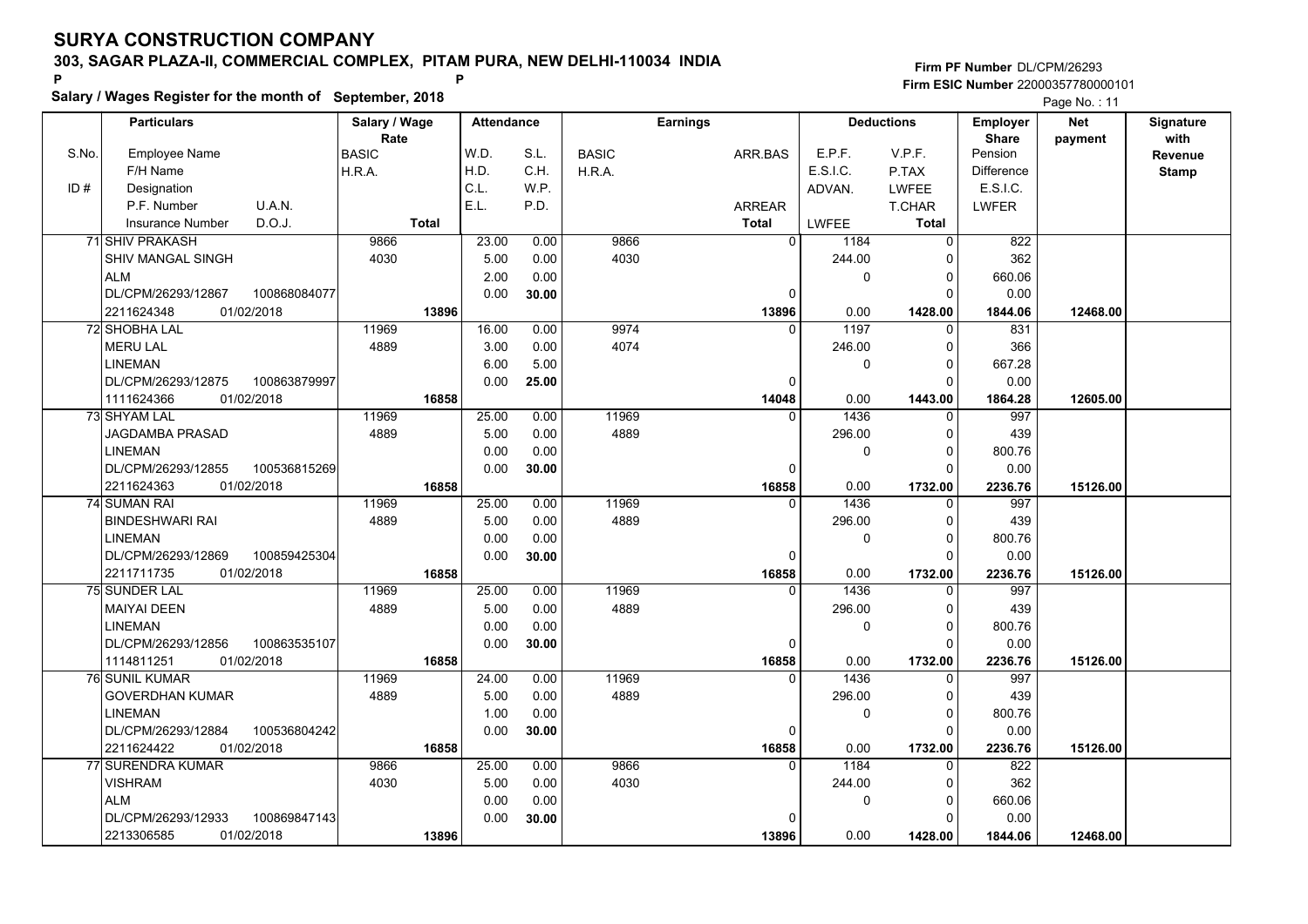# SURYA CONSTRUCTION COMPANY

## 303, SAGAR PLAZA-II, COMMERCIAL COMPLEX, PITAM PURA, NEW DELHI-110034 INDIA

**Salary / Wages Register for the month of September, 2018**

Firm PF Number DL/CPM/26293
Firm ESIC Number 22000357780000101

| S.No. | Particulars: Employee Name / F/H Name / ID# Designation / P.F. Number, U.A.N. / Insurance Number, D.O.J. | Salary / Wage Rate: BASIC / H.R.A. / Total | Attendance: W.D. / H.D. / C.L. / E.L. | Attendance: S.L. / C.H. / W.P. / P.D. | Earnings: BASIC / H.R.A. | Earnings: ARR.BAS / ARREAR / Total | Deductions: E.P.F. / E.S.I.C. / ADVAN. / LWFEE | Deductions: V.P.F. / P.TAX / LWFEE / T.CHAR / Total | Employer Share: Pension / Difference / E.S.I.C. / LWFER | Net payment | Signature with Revenue Stamp |
|---|---|---|---|---|---|---|---|---|---|---|---|
| 71 | SHIV PRAKASH / SHIV MANGAL SINGH / ALM / DL/CPM/26293/12867, 100868084077 / 2211624348, 01/02/2018 | 9866 / 4030 / 13896 | 23.00 / 5.00 / 2.00 / 0.00 | 0.00 / 0.00 / 0.00 / 30.00 | 9866 / 4030 | 0 / 0 / 13896 | 1184 / 244.00 / 0 / 0.00 | 0 / 0 / 0 / 0 / 1428.00 | 822 / 362 / 660.06 / 0.00 / 1844.06 | 12468.00 | |
| 72 | SHOBHA LAL / MERU LAL / LINEMAN / DL/CPM/26293/12875, 100863879997 / 1111624366, 01/02/2018 | 11969 / 4889 / 16858 | 16.00 / 3.00 / 6.00 / 0.00 | 0.00 / 0.00 / 5.00 / 25.00 | 9974 / 4074 | 0 / 0 / 14048 | 1197 / 246.00 / 0 / 0.00 | 0 / 0 / 0 / 0 / 1443.00 | 831 / 366 / 667.28 / 0.00 / 1864.28 | 12605.00 | |
| 73 | SHYAM LAL / JAGDAMBA PRASAD / LINEMAN / DL/CPM/26293/12855, 100536815269 / 2211624363, 01/02/2018 | 11969 / 4889 / 16858 | 25.00 / 5.00 / 0.00 / 0.00 | 0.00 / 0.00 / 0.00 / 30.00 | 11969 / 4889 | 0 / 0 / 16858 | 1436 / 296.00 / 0 / 0.00 | 0 / 0 / 0 / 0 / 1732.00 | 997 / 439 / 800.76 / 0.00 / 2236.76 | 15126.00 | |
| 74 | SUMAN RAI / BINDESHWARI RAI / LINEMAN / DL/CPM/26293/12869, 100859425304 / 2211711735, 01/02/2018 | 11969 / 4889 / 16858 | 25.00 / 5.00 / 0.00 / 0.00 | 0.00 / 0.00 / 0.00 / 30.00 | 11969 / 4889 | 0 / 0 / 16858 | 1436 / 296.00 / 0 / 0.00 | 0 / 0 / 0 / 0 / 1732.00 | 997 / 439 / 800.76 / 0.00 / 2236.76 | 15126.00 | |
| 75 | SUNDER LAL / MAIYAI DEEN / LINEMAN / DL/CPM/26293/12856, 100863535107 / 1114811251, 01/02/2018 | 11969 / 4889 / 16858 | 25.00 / 5.00 / 0.00 / 0.00 | 0.00 / 0.00 / 0.00 / 30.00 | 11969 / 4889 | 0 / 0 / 16858 | 1436 / 296.00 / 0 / 0.00 | 0 / 0 / 0 / 0 / 1732.00 | 997 / 439 / 800.76 / 0.00 / 2236.76 | 15126.00 | |
| 76 | SUNIL KUMAR / GOVERDHAN KUMAR / LINEMAN / DL/CPM/26293/12884, 100536804242 / 2211624422, 01/02/2018 | 11969 / 4889 / 16858 | 24.00 / 5.00 / 1.00 / 0.00 | 0.00 / 0.00 / 0.00 / 30.00 | 11969 / 4889 | 0 / 0 / 16858 | 1436 / 296.00 / 0 / 0.00 | 0 / 0 / 0 / 0 / 1732.00 | 997 / 439 / 800.76 / 0.00 / 2236.76 | 15126.00 | |
| 77 | SURENDRA KUMAR / VISHRAM / ALM / DL/CPM/26293/12933, 100869847143 / 2213306585, 01/02/2018 | 9866 / 4030 / 13896 | 25.00 / 5.00 / 0.00 / 0.00 | 0.00 / 0.00 / 0.00 / 30.00 | 9866 / 4030 | 0 / 0 / 13896 | 1184 / 244.00 / 0 / 0.00 | 0 / 0 / 0 / 0 / 1428.00 | 822 / 362 / 660.06 / 0.00 / 1844.06 | 12468.00 | |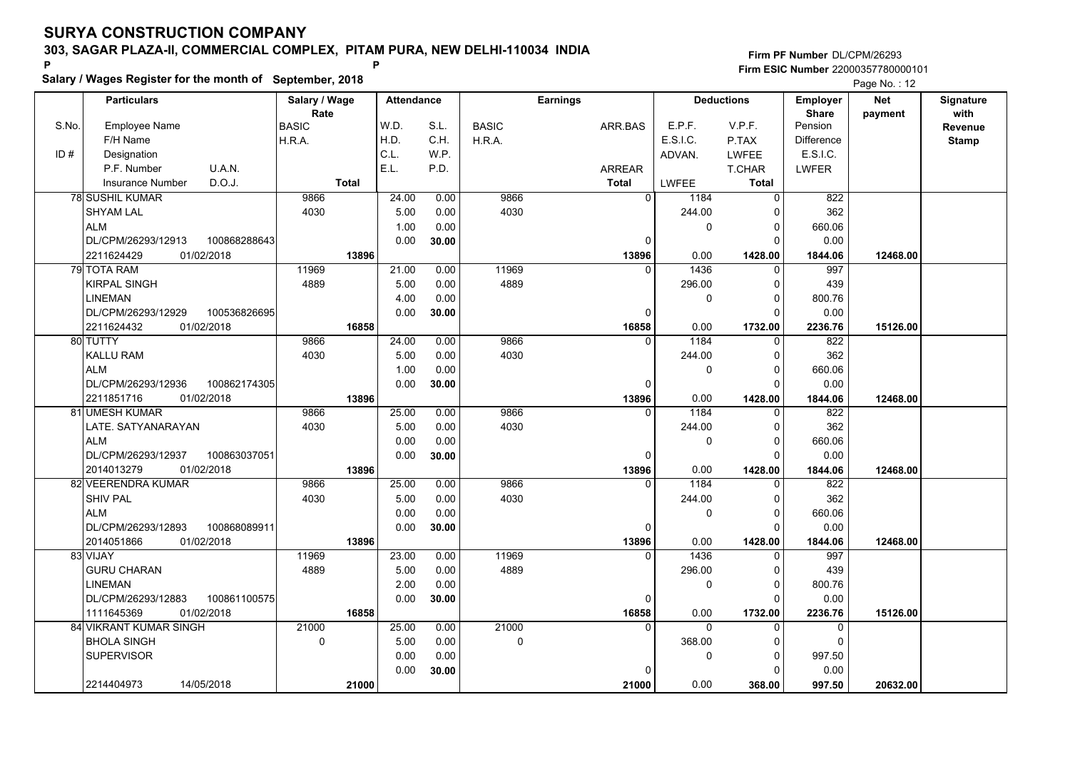# SURYA CONSTRUCTION COMPANY

**303, SAGAR PLAZA-II, COMMERCIAL COMPLEX, PITAM PURA, NEW DELHI-110034 INDIA**

P P

**Salary / Wages Register for the month of September, 2018**

**Firm PF Number** DL/CPM/26293
**Firm ESIC Number** 22000357780000101

| S.No. / ID # | Particulars: Employee Name / F/H Name / Designation / P.F. Number / U.A.N. / Insurance Number / D.O.J. | Salary / Wage Rate: BASIC / H.R.A. / Total | Attendance: W.D. / H.D. / C.L. / E.L. | Attendance: S.L. / C.H. / W.P. / P.D. | Earnings: BASIC / H.R.A. | Earnings: ARR.BAS / ARREAR / Total | Deductions: E.P.F. / E.S.I.C. / ADVAN. / LWFEE | Deductions: V.P.F. / P.TAX / LWFEE / T.CHAR / Total | Employer Share: Pension / Difference / E.S.I.C. / LWFER | Net payment | Signature with Revenue Stamp |
|---|---|---|---|---|---|---|---|---|---|---|---|
| 78 | SUSHIL KUMAR<br>SHYAM LAL<br>ALM<br>DL/CPM/26293/12913 100868288643<br>2211624429 01/02/2018 | 9866<br>4030<br>13896 | 24.00<br>5.00<br>1.00<br>0.00 | 0.00<br>0.00<br>0.00<br>30.00 | 9866<br>4030 | 0<br>0<br>13896 | 1184<br>244.00<br>0<br>0.00 | 0<br>0<br>0<br>0<br>1428.00 | 822<br>362<br>660.06<br>0.00<br>1844.06 | 12468.00 | |
| 79 | TOTA RAM<br>KIRPAL SINGH<br>LINEMAN<br>DL/CPM/26293/12929 100536826695<br>2211624432 01/02/2018 | 11969<br>4889<br>16858 | 21.00<br>5.00<br>4.00<br>0.00 | 0.00<br>0.00<br>0.00<br>30.00 | 11969<br>4889 | 0<br>0<br>16858 | 1436<br>296.00<br>0<br>0.00 | 0<br>0<br>0<br>0<br>1732.00 | 997<br>439<br>800.76<br>0.00<br>2236.76 | 15126.00 | |
| 80 | TUTTY<br>KALLU RAM<br>ALM<br>DL/CPM/26293/12936 100862174305<br>2211851716 01/02/2018 | 9866<br>4030<br>13896 | 24.00<br>5.00<br>1.00<br>0.00 | 0.00<br>0.00<br>0.00<br>30.00 | 9866<br>4030 | 0<br>0<br>13896 | 1184<br>244.00<br>0<br>0.00 | 0<br>0<br>0<br>0<br>1428.00 | 822<br>362<br>660.06<br>0.00<br>1844.06 | 12468.00 | |
| 81 | UMESH KUMAR<br>LATE. SATYANARAYAN<br>ALM<br>DL/CPM/26293/12937 100863037051<br>2014013279 01/02/2018 | 9866<br>4030<br>13896 | 25.00<br>5.00<br>0.00<br>0.00 | 0.00<br>0.00<br>0.00<br>30.00 | 9866<br>4030 | 0<br>0<br>13896 | 1184<br>244.00<br>0<br>0.00 | 0<br>0<br>0<br>0<br>1428.00 | 822<br>362<br>660.06<br>0.00<br>1844.06 | 12468.00 | |
| 82 | VEERENDRA KUMAR<br>SHIV PAL<br>ALM<br>DL/CPM/26293/12893 100868089911<br>2014051866 01/02/2018 | 9866<br>4030<br>13896 | 25.00<br>5.00<br>0.00<br>0.00 | 0.00<br>0.00<br>0.00<br>30.00 | 9866<br>4030 | 0<br>0<br>13896 | 1184<br>244.00<br>0<br>0.00 | 0<br>0<br>0<br>0<br>1428.00 | 822<br>362<br>660.06<br>0.00<br>1844.06 | 12468.00 | |
| 83 | VIJAY<br>GURU CHARAN<br>LINEMAN<br>DL/CPM/26293/12883 100861100575<br>1111645369 01/02/2018 | 11969<br>4889<br>16858 | 23.00<br>5.00<br>2.00<br>0.00 | 0.00<br>0.00<br>0.00<br>30.00 | 11969<br>4889 | 0<br>0<br>16858 | 1436<br>296.00<br>0<br>0.00 | 0<br>0<br>0<br>0<br>1732.00 | 997<br>439<br>800.76<br>0.00<br>2236.76 | 15126.00 | |
| 84 | VIKRANT KUMAR SINGH<br>BHOLA SINGH<br>SUPERVISOR<br><br>2214404973 14/05/2018 | 21000<br>0<br>21000 | 25.00<br>5.00<br>0.00<br>0.00 | 0.00<br>0.00<br>0.00<br>30.00 | 21000<br>0 | 0<br>0<br>21000 | 0<br>368.00<br>0<br>0.00 | 0<br>0<br>0<br>0<br>368.00 | 0<br>0<br>997.50<br>0.00<br>997.50 | 20632.00 | |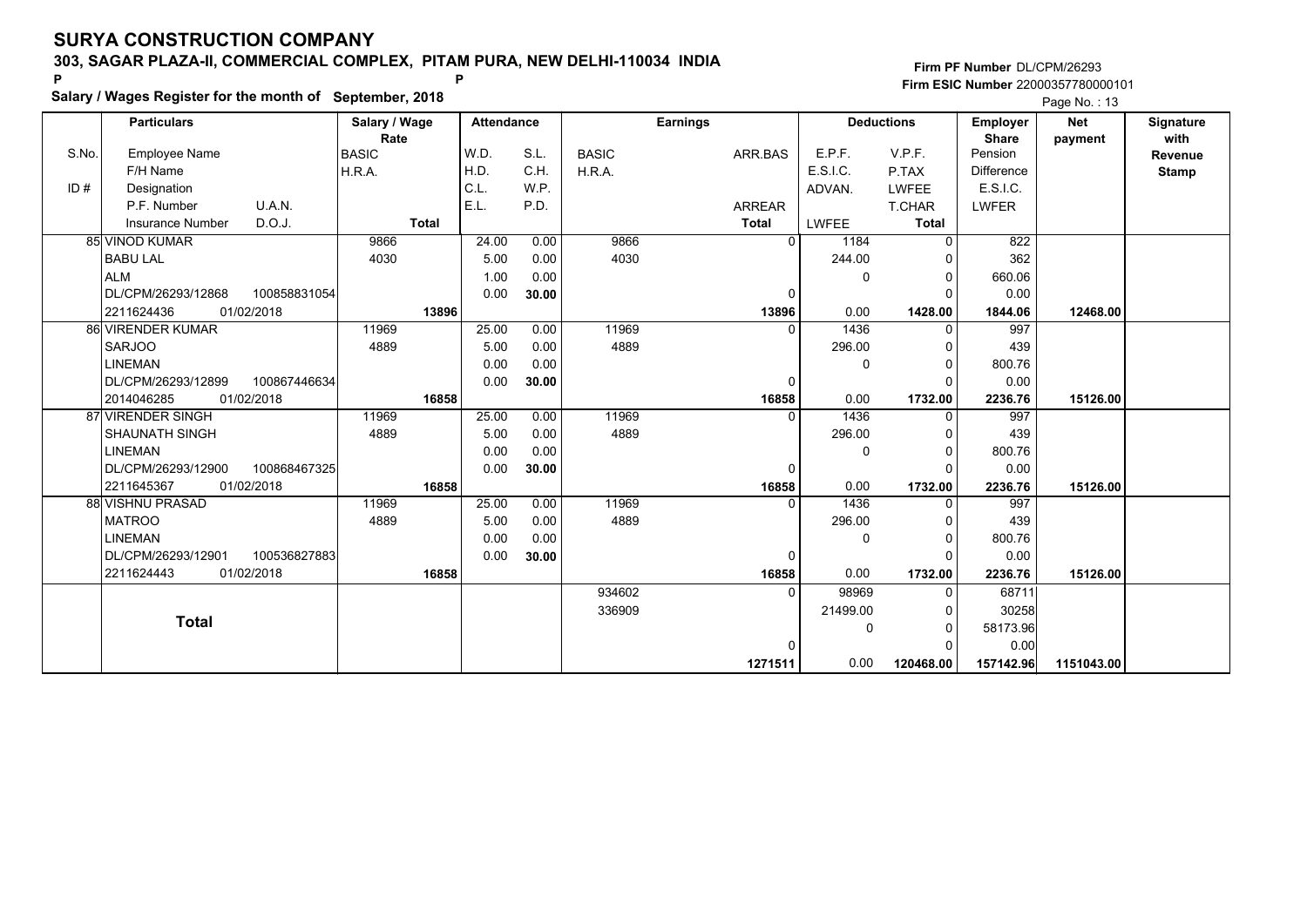# SURYA CONSTRUCTION COMPANY

**303, SAGAR PLAZA-II, COMMERCIAL COMPLEX, PITAM PURA, NEW DELHI-110034 INDIA**

P P

**Salary / Wages Register for the month of September, 2018**

**Firm PF Number** DL/CPM/26293
**Firm ESIC Number** 22000357780000101

| S.No. / ID # | Particulars: Employee Name / F/H Name / Designation / P.F. Number, U.A.N. / Insurance Number, D.O.J. | Salary / Wage Rate: BASIC / H.R.A. / Total | Attendance: W.D. / H.D. / C.L. / E.L. | Attendance: S.L. / C.H. / W.P. / P.D. | Earnings: BASIC / H.R.A. | Earnings: ARR.BAS / ARREAR / Total | Deductions: E.P.F. / E.S.I.C. / ADVAN. / LWFEE | Deductions: V.P.F. / P.TAX / LWFEE / T.CHAR / Total | Employer Share: Pension / Difference / E.S.I.C. / LWFER | Net payment | Signature with Revenue Stamp |
|---|---|---|---|---|---|---|---|---|---|---|---|
| 85 | VINOD KUMAR<br>BABU LAL<br>ALM<br>DL/CPM/26293/12868 100858831054<br>2211624436 01/02/2018 | 9866<br>4030<br>**13896** | 24.00<br>5.00<br>1.00<br>0.00 | 0.00<br>0.00<br>0.00<br>**30.00** | 9866<br>4030 | 0<br>0<br>**13896** | 1184<br>244.00<br>0<br>0.00 | 0<br>0<br>0<br>0<br>**1428.00** | 822<br>362<br>660.06<br>0.00<br>**1844.06** | **12468.00** | |
| 86 | VIRENDER KUMAR<br>SARJOO<br>LINEMAN<br>DL/CPM/26293/12899 100867446634<br>2014046285 01/02/2018 | 11969<br>4889<br>**16858** | 25.00<br>5.00<br>0.00<br>0.00 | 0.00<br>0.00<br>0.00<br>**30.00** | 11969<br>4889 | 0<br>0<br>**16858** | 1436<br>296.00<br>0<br>0.00 | 0<br>0<br>0<br>0<br>**1732.00** | 997<br>439<br>800.76<br>0.00<br>**2236.76** | **15126.00** | |
| 87 | VIRENDER SINGH<br>SHAUNATH SINGH<br>LINEMAN<br>DL/CPM/26293/12900 100868467325<br>2211645367 01/02/2018 | 11969<br>4889<br>**16858** | 25.00<br>5.00<br>0.00<br>0.00 | 0.00<br>0.00<br>0.00<br>**30.00** | 11969<br>4889 | 0<br>0<br>**16858** | 1436<br>296.00<br>0<br>0.00 | 0<br>0<br>0<br>0<br>**1732.00** | 997<br>439<br>800.76<br>0.00<br>**2236.76** | **15126.00** | |
| 88 | VISHNU PRASAD<br>MATROO<br>LINEMAN<br>DL/CPM/26293/12901 100536827883<br>2211624443 01/02/2018 | 11969<br>4889<br>**16858** | 25.00<br>5.00<br>0.00<br>0.00 | 0.00<br>0.00<br>0.00<br>**30.00** | 11969<br>4889 | 0<br>0<br>**16858** | 1436<br>296.00<br>0<br>0.00 | 0<br>0<br>0<br>0<br>**1732.00** | 997<br>439<br>800.76<br>0.00<br>**2236.76** | **15126.00** | |
| | **Total** | | | | 934602<br>336909 | 0<br>0<br>**1271511** | 98969<br>21499.00<br>0<br>0.00 | 0<br>0<br>0<br>0<br>**120468.00** | 68711<br>30258<br>58173.96<br>0.00<br>**157142.96** | **1151043.00** | |